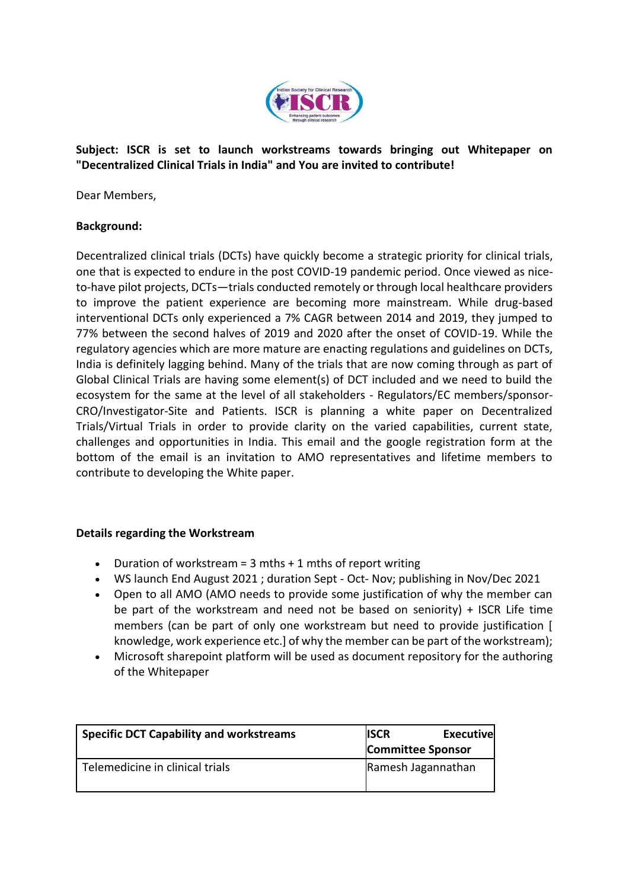**Subject: ISCR is set to launch workstreams towards bringing out Whitepaper on "Decentralized Clinical Trials in India" and You are invited to contribute!**

Dear Members,

**Background:**

Decentralized clinical trials (DCTs) have quickly become a strategic priority for clinical trials, one that is expected to endure in the post COVID-19 pandemic period. Once viewed as nice-to-have pilot projects, DCTs—trials conducted remotely or through local healthcare providers to improve the patient experience are becoming more mainstream. While drug-based interventional DCTs only experienced a 7% CAGR between 2014 and 2019, they jumped to 77% between the second halves of 2019 and 2020 after the onset of COVID-19. While the regulatory agencies which are more mature are enacting regulations and guidelines on DCTs, India is definitely lagging behind. Many of the trials that are now coming through as part of Global Clinical Trials are having some element(s) of DCT included and we need to build the ecosystem for the same at the level of all stakeholders - Regulators/EC members/sponsor-CRO/Investigator-Site and Patients. ISCR is planning a white paper on Decentralized Trials/Virtual Trials in order to provide clarity on the varied capabilities, current state, challenges and opportunities in India. This email and the google registration form at the bottom of the email is an invitation to AMO representatives and lifetime members to contribute to developing the White paper.

**Details regarding the Workstream**

- Duration of workstream = 3 mths + 1 mths of report writing
- WS launch End August 2021 ; duration Sept - Oct- Nov; publishing in Nov/Dec 2021
- Open to all AMO (AMO needs to provide some justification of why the member can be part of the workstream and need not be based on seniority) + ISCR Life time members (can be part of only one workstream but need to provide justification [ knowledge, work experience etc.] of why the member can be part of the workstream);
- Microsoft sharepoint platform will be used as document repository for the authoring of the Whitepaper

| Specific DCT Capability and workstreams | ISCR Executive Committee Sponsor |
|---|---|
| Telemedicine in clinical trials | Ramesh Jagannathan |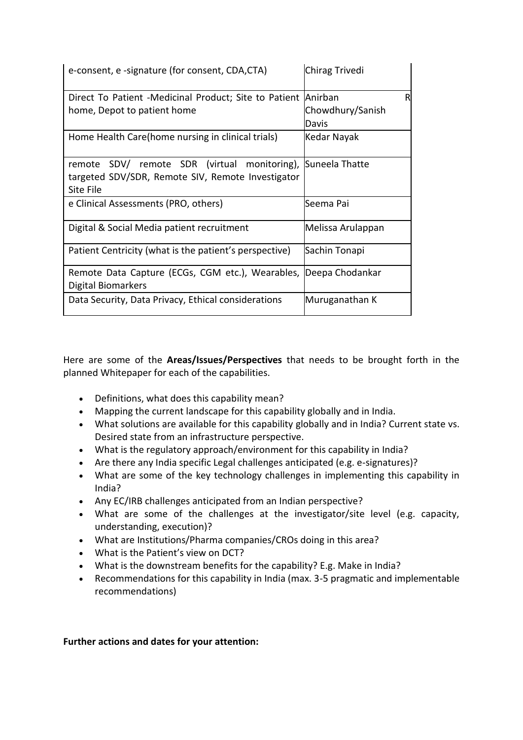| | |
|---|---|
| e-consent, e -signature (for consent, CDA,CTA) | Chirag Trivedi |
| Direct To Patient -Medicinal Product; Site to Patient home, Depot to patient home | Anirban R Chowdhury/Sanish Davis |
| Home Health Care(home nursing in clinical trials) | Kedar Nayak |
| remote SDV/ remote SDR (virtual monitoring), targeted SDV/SDR, Remote SIV, Remote Investigator Site File | Suneela Thatte |
| e Clinical Assessments (PRO, others) | Seema Pai |
| Digital & Social Media patient recruitment | Melissa Arulappan |
| Patient Centricity (what is the patient's perspective) | Sachin Tonapi |
| Remote Data Capture (ECGs, CGM etc.), Wearables, Digital Biomarkers | Deepa Chodankar |
| Data Security, Data Privacy, Ethical considerations | Muruganathan K |

Here are some of the **Areas/Issues/Perspectives** that needs to be brought forth in the planned Whitepaper for each of the capabilities.

- Definitions, what does this capability mean?
- Mapping the current landscape for this capability globally and in India.
- What solutions are available for this capability globally and in India? Current state vs. Desired state from an infrastructure perspective.
- What is the regulatory approach/environment for this capability in India?
- Are there any India specific Legal challenges anticipated (e.g. e-signatures)?
- What are some of the key technology challenges in implementing this capability in India?
- Any EC/IRB challenges anticipated from an Indian perspective?
- What are some of the challenges at the investigator/site level (e.g. capacity, understanding, execution)?
- What are Institutions/Pharma companies/CROs doing in this area?
- What is the Patient's view on DCT?
- What is the downstream benefits for the capability? E.g. Make in India?
- Recommendations for this capability in India (max. 3-5 pragmatic and implementable recommendations)

**Further actions and dates for your attention:**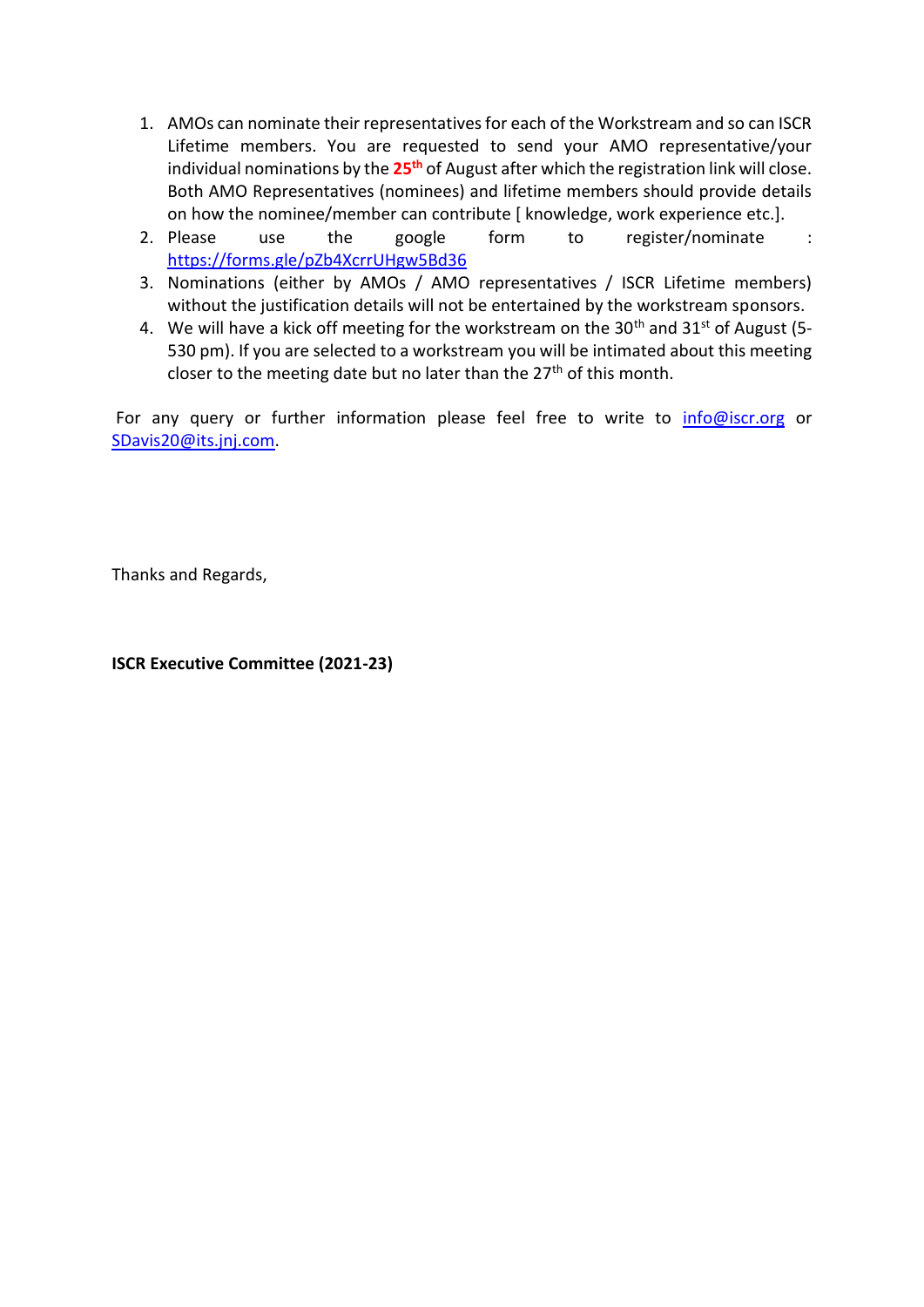1. AMOs can nominate their representatives for each of the Workstream and so can ISCR Lifetime members. You are requested to send your AMO representative/your individual nominations by the **25th** of August after which the registration link will close. Both AMO Representatives (nominees) and lifetime members should provide details on how the nominee/member can contribute [ knowledge, work experience etc.].
2. Please use the google form to register/nominate : https://forms.gle/pZb4XcrrUHgw5Bd36
3. Nominations (either by AMOs / AMO representatives / ISCR Lifetime members) without the justification details will not be entertained by the workstream sponsors.
4. We will have a kick off meeting for the workstream on the 30th and 31st of August (5-530 pm). If you are selected to a workstream you will be intimated about this meeting closer to the meeting date but no later than the 27th of this month.

For any query or further information please feel free to write to info@iscr.org or SDavis20@its.jnj.com.

Thanks and Regards,

**ISCR Executive Committee (2021-23)**